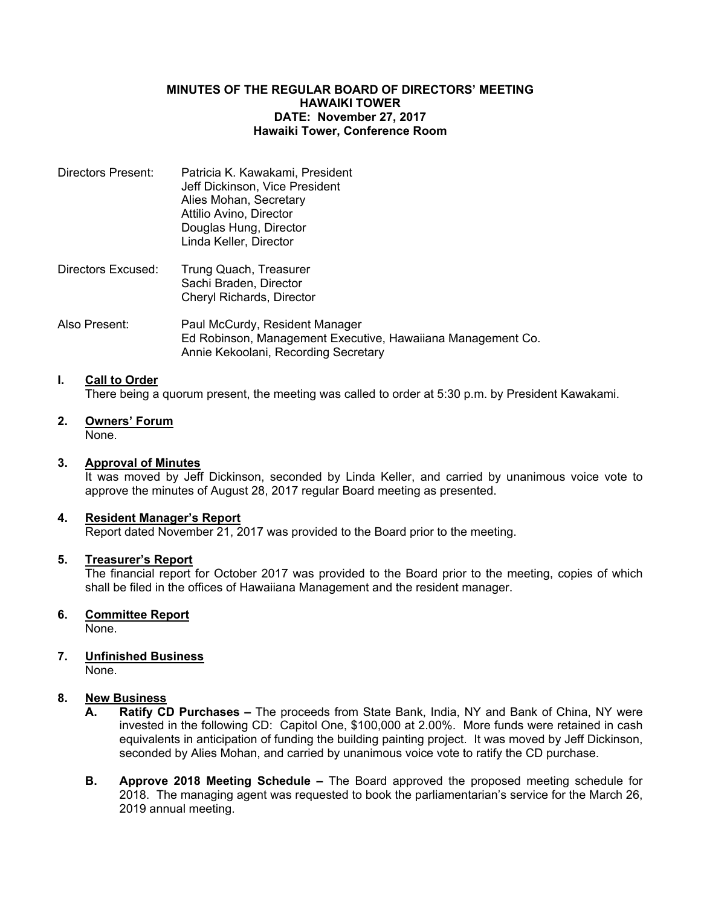**MINUTES OF THE REGULAR BOARD OF DIRECTORS' MEETING**
**HAWAIKI TOWER**
**DATE: November 27, 2017**
**Hawaiki Tower, Conference Room**

Directors Present: Patricia K. Kawakami, President
Jeff Dickinson, Vice President
Alies Mohan, Secretary
Attilio Avino, Director
Douglas Hung, Director
Linda Keller, Director

Directors Excused: Trung Quach, Treasurer
Sachi Braden, Director
Cheryl Richards, Director

Also Present: Paul McCurdy, Resident Manager
Ed Robinson, Management Executive, Hawaiiana Management Co.
Annie Kekoolani, Recording Secretary

**I. Call to Order**
There being a quorum present, the meeting was called to order at 5:30 p.m. by President Kawakami.

**2. Owners' Forum**
None.

**3. Approval of Minutes**
It was moved by Jeff Dickinson, seconded by Linda Keller, and carried by unanimous voice vote to approve the minutes of August 28, 2017 regular Board meeting as presented.

**4. Resident Manager's Report**
Report dated November 21, 2017 was provided to the Board prior to the meeting.

**5. Treasurer's Report**
The financial report for October 2017 was provided to the Board prior to the meeting, copies of which shall be filed in the offices of Hawaiiana Management and the resident manager.

**6. Committee Report**
None.

**7. Unfinished Business**
None.

**8. New Business**

**A. Ratify CD Purchases –** The proceeds from State Bank, India, NY and Bank of China, NY were invested in the following CD: Capitol One, $100,000 at 2.00%. More funds were retained in cash equivalents in anticipation of funding the building painting project. It was moved by Jeff Dickinson, seconded by Alies Mohan, and carried by unanimous voice vote to ratify the CD purchase.

**B. Approve 2018 Meeting Schedule –** The Board approved the proposed meeting schedule for 2018. The managing agent was requested to book the parliamentarian's service for the March 26, 2019 annual meeting.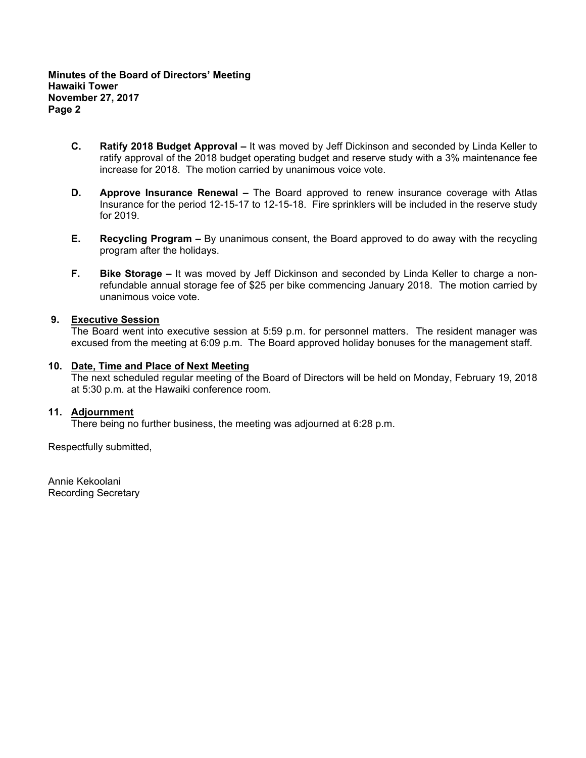- **C. Ratify 2018 Budget Approval –** It was moved by Jeff Dickinson and seconded by Linda Keller to ratify approval of the 2018 budget operating budget and reserve study with a 3% maintenance fee increase for 2018. The motion carried by unanimous voice vote.

- **D. Approve Insurance Renewal –** The Board approved to renew insurance coverage with Atlas Insurance for the period 12-15-17 to 12-15-18. Fire sprinklers will be included in the reserve study for 2019.

- **E. Recycling Program –** By unanimous consent, the Board approved to do away with the recycling program after the holidays.

- **F. Bike Storage –** It was moved by Jeff Dickinson and seconded by Linda Keller to charge a non-refundable annual storage fee of $25 per bike commencing January 2018. The motion carried by unanimous voice vote.

**9. Executive Session**

The Board went into executive session at 5:59 p.m. for personnel matters. The resident manager was excused from the meeting at 6:09 p.m. The Board approved holiday bonuses for the management staff.

**10. Date, Time and Place of Next Meeting**

The next scheduled regular meeting of the Board of Directors will be held on Monday, February 19, 2018 at 5:30 p.m. at the Hawaiki conference room.

**11. Adjournment**

There being no further business, the meeting was adjourned at 6:28 p.m.

Respectfully submitted,

Annie Kekoolani
Recording Secretary